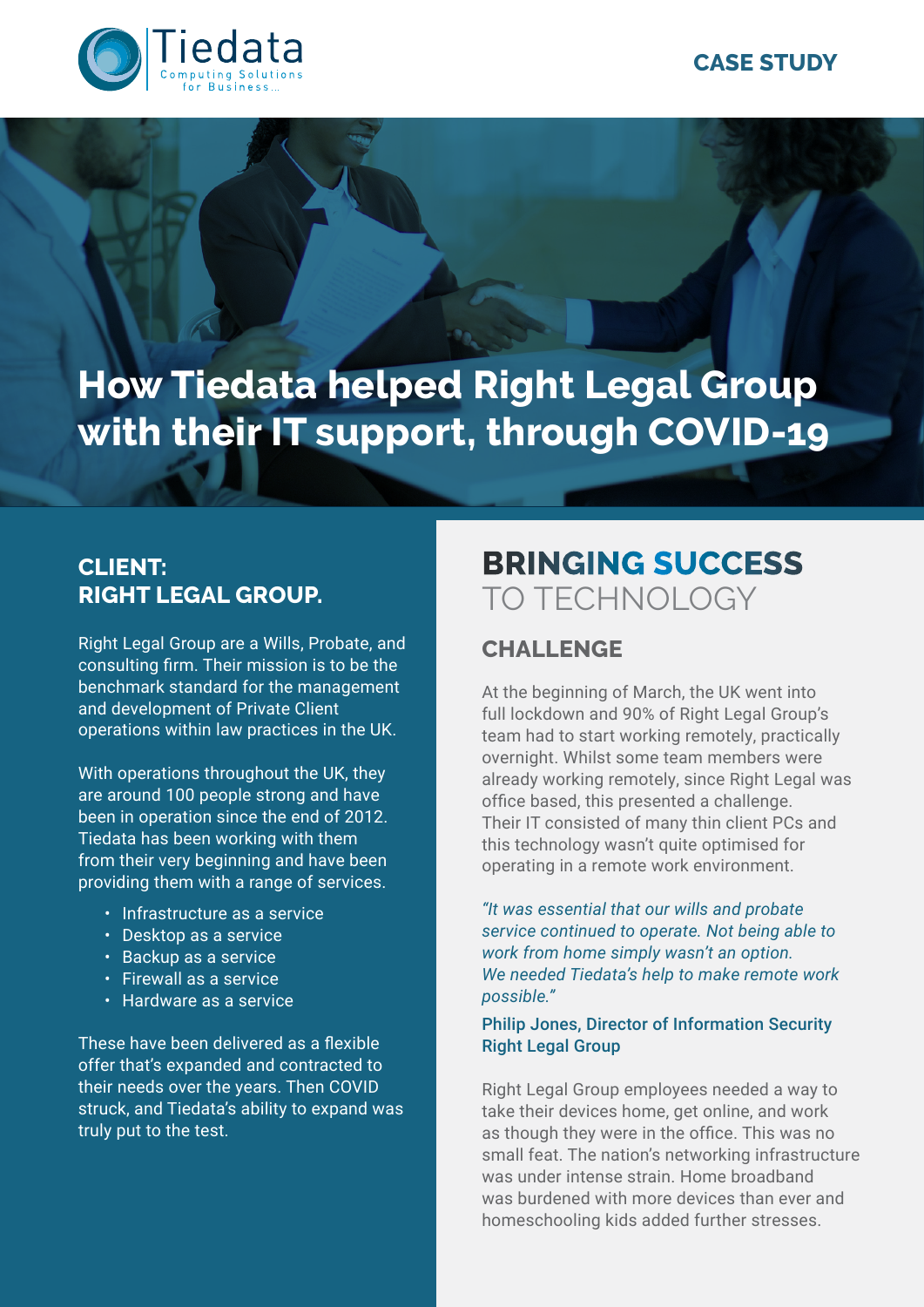Tiedata
Computing Solutions for Business...

**CASE STUDY**

# How Tiedata helped Right Legal Group with their IT support, through COVID-19

## CLIENT: RIGHT LEGAL GROUP.

Right Legal Group are a Wills, Probate, and consulting firm. Their mission is to be the benchmark standard for the management and development of Private Client operations within law practices in the UK.

With operations throughout the UK, they are around 100 people strong and have been in operation since the end of 2012. Tiedata has been working with them from their very beginning and have been providing them with a range of services.

- Infrastructure as a service
- Desktop as a service
- Backup as a service
- Firewall as a service
- Hardware as a service

These have been delivered as a flexible offer that's expanded and contracted to their needs over the years. Then COVID struck, and Tiedata's ability to expand was truly put to the test.

## BRINGING SUCCESS TO TECHNOLOGY

### CHALLENGE

At the beginning of March, the UK went into full lockdown and 90% of Right Legal Group's team had to start working remotely, practically overnight. Whilst some team members were already working remotely, since Right Legal was office based, this presented a challenge. Their IT consisted of many thin client PCs and this technology wasn't quite optimised for operating in a remote work environment.

*"It was essential that our wills and probate service continued to operate. Not being able to work from home simply wasn't an option. We needed Tiedata's help to make remote work possible."*

Philip Jones, Director of Information Security
Right Legal Group

Right Legal Group employees needed a way to take their devices home, get online, and work as though they were in the office. This was no small feat. The nation's networking infrastructure was under intense strain. Home broadband was burdened with more devices than ever and homeschooling kids added further stresses.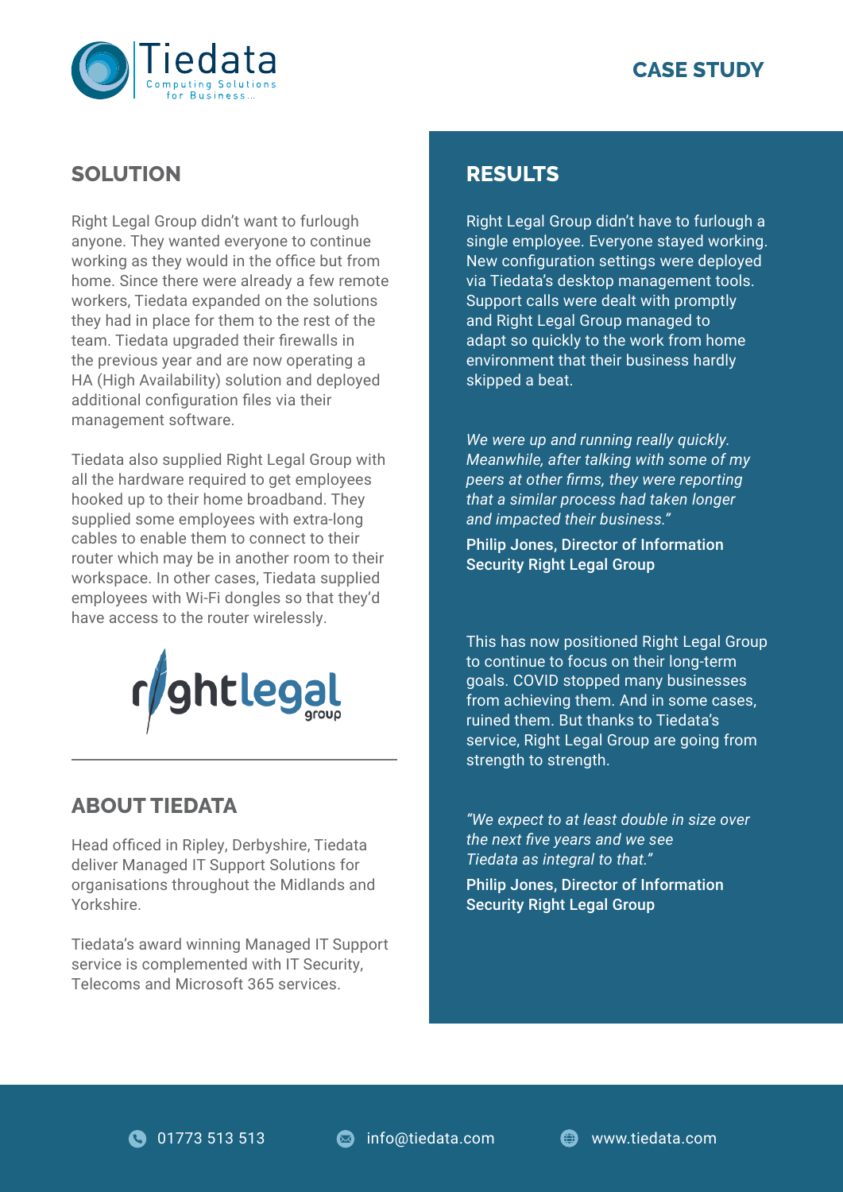## SOLUTION

Right Legal Group didn't want to furlough anyone. They wanted everyone to continue working as they would in the office but from home. Since there were already a few remote workers, Tiedata expanded on the solutions they had in place for them to the rest of the team. Tiedata upgraded their firewalls in the previous year and are now operating a HA (High Availability) solution and deployed additional configuration files via their management software.

Tiedata also supplied Right Legal Group with all the hardware required to get employees hooked up to their home broadband. They supplied some employees with extra-long cables to enable them to connect to their router which may be in another room to their workspace. In other cases, Tiedata supplied employees with Wi-Fi dongles so that they'd have access to the router wirelessly.

## ABOUT TIEDATA

Head officed in Ripley, Derbyshire, Tiedata deliver Managed IT Support Solutions for organisations throughout the Midlands and Yorkshire.

Tiedata's award winning Managed IT Support service is complemented with IT Security, Telecoms and Microsoft 365 services.

## RESULTS

Right Legal Group didn't have to furlough a single employee. Everyone stayed working. New configuration settings were deployed via Tiedata's desktop management tools. Support calls were dealt with promptly and Right Legal Group managed to adapt so quickly to the work from home environment that their business hardly skipped a beat.

*We were up and running really quickly. Meanwhile, after talking with some of my peers at other firms, they were reporting that a similar process had taken longer and impacted their business."*

**Philip Jones, Director of Information Security Right Legal Group**

This has now positioned Right Legal Group to continue to focus on their long-term goals. COVID stopped many businesses from achieving them. And in some cases, ruined them. But thanks to Tiedata's service, Right Legal Group are going from strength to strength.

*"We expect to at least double in size over the next five years and we see Tiedata as integral to that."*

**Philip Jones, Director of Information Security Right Legal Group**

01773 513 513 | info@tiedata.com | www.tiedata.com